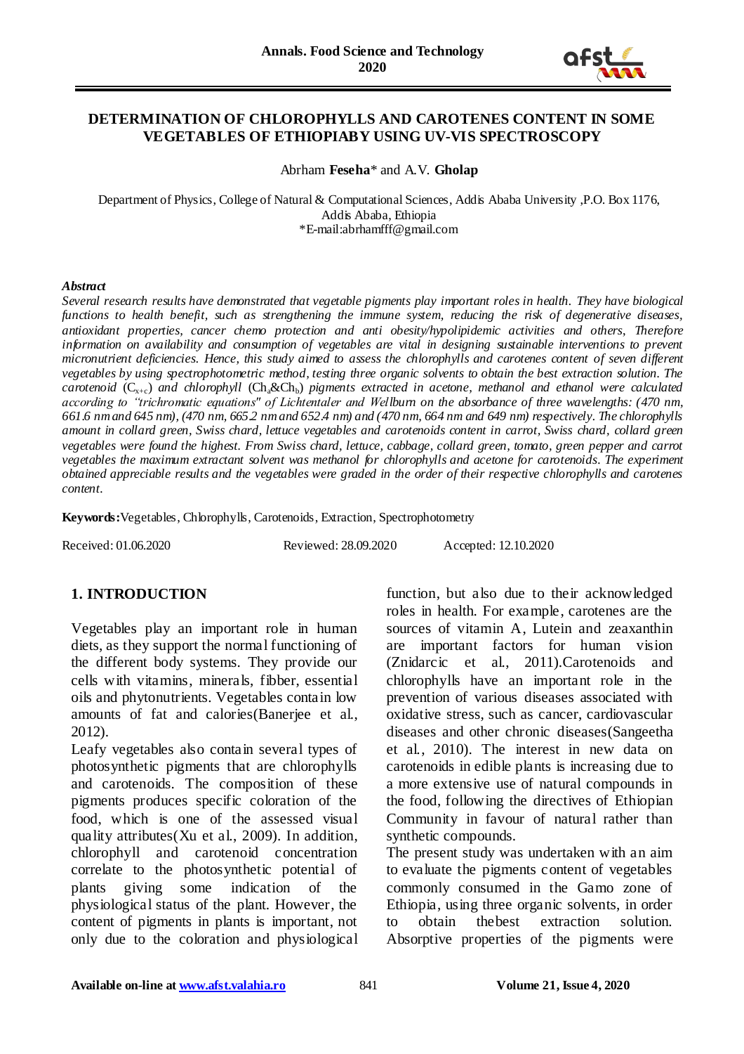# DETERMINATION OF CHLOROPHYLLS AND CAROTENES CONTENT IN SOME VEGETABLES OF ETHIOPIABY USING UV-VIS SPECTROSCOPY

Abrham **Feseha**\* and A.V. **Gholap**

Department of Physics, College of Natural & Computational Sciences, Addis Ababa University ,P.O. Box 1176, Addis Ababa, Ethiopia
\*E-mail:abrhamfff@gmail.com

***Abstract***

*Several research results have demonstrated that vegetable pigments play important roles in health. They have biological functions to health benefit, such as strengthening the immune system, reducing the risk of degenerative diseases, antioxidant properties, cancer chemo protection and anti obesity/hypolipidemic activities and others, Therefore information on availability and consumption of vegetables are vital in designing sustainable interventions to prevent micronutrient deficiencies. Hence, this study aimed to assess the chlorophylls and carotenes content of seven different vegetables by using spectrophotometric method, testing three organic solvents to obtain the best extraction solution. The carotenoid ($C_{x+c}$) and chlorophyll ($Ch_a$&$Ch_b$) pigments extracted in acetone, methanol and ethanol were calculated according to "trichromatic equations" of Lichtentaler and Wellburn on the absorbance of three wavelengths: (470 nm, 661.6 nm and 645 nm), (470 nm, 665.2 nm and 652.4 nm) and (470 nm, 664 nm and 649 nm) respectively. The chlorophylls amount in collard green, Swiss chard, lettuce vegetables and carotenoids content in carrot, Swiss chard, collard green vegetables were found the highest. From Swiss chard, lettuce, cabbage, collard green, tomato, green pepper and carrot vegetables the maximum extractant solvent was methanol for chlorophylls and acetone for carotenoids. The experiment obtained appreciable results and the vegetables were graded in the order of their respective chlorophylls and carotenes content.*

**Keywords:** Vegetables, Chlorophylls, Carotenoids, Extraction, Spectrophotometry

Received: 01.06.2020 Reviewed: 28.09.2020 Accepted: 12.10.2020

## 1. INTRODUCTION

Vegetables play an important role in human diets, as they support the normal functioning of the different body systems. They provide our cells with vitamins, minerals, fibber, essential oils and phytonutrients. Vegetables contain low amounts of fat and calories(Banerjee et al., 2012).

Leafy vegetables also contain several types of photosynthetic pigments that are chlorophylls and carotenoids. The composition of these pigments produces specific coloration of the food, which is one of the assessed visual quality attributes(Xu et al., 2009). In addition, chlorophyll and carotenoid concentration correlate to the photosynthetic potential of plants giving some indication of the physiological status of the plant. However, the content of pigments in plants is important, not only due to the coloration and physiological function, but also due to their acknowledged roles in health. For example, carotenes are the sources of vitamin A, Lutein and zeaxanthin are important factors for human vision (Znidarcic et al., 2011).Carotenoids and chlorophylls have an important role in the prevention of various diseases associated with oxidative stress, such as cancer, cardiovascular diseases and other chronic diseases(Sangeetha et al., 2010). The interest in new data on carotenoids in edible plants is increasing due to a more extensive use of natural compounds in the food, following the directives of Ethiopian Community in favour of natural rather than synthetic compounds.

The present study was undertaken with an aim to evaluate the pigments content of vegetables commonly consumed in the Gamo zone of Ethiopia, using three organic solvents, in order to obtain thebest extraction solution. Absorptive properties of the pigments were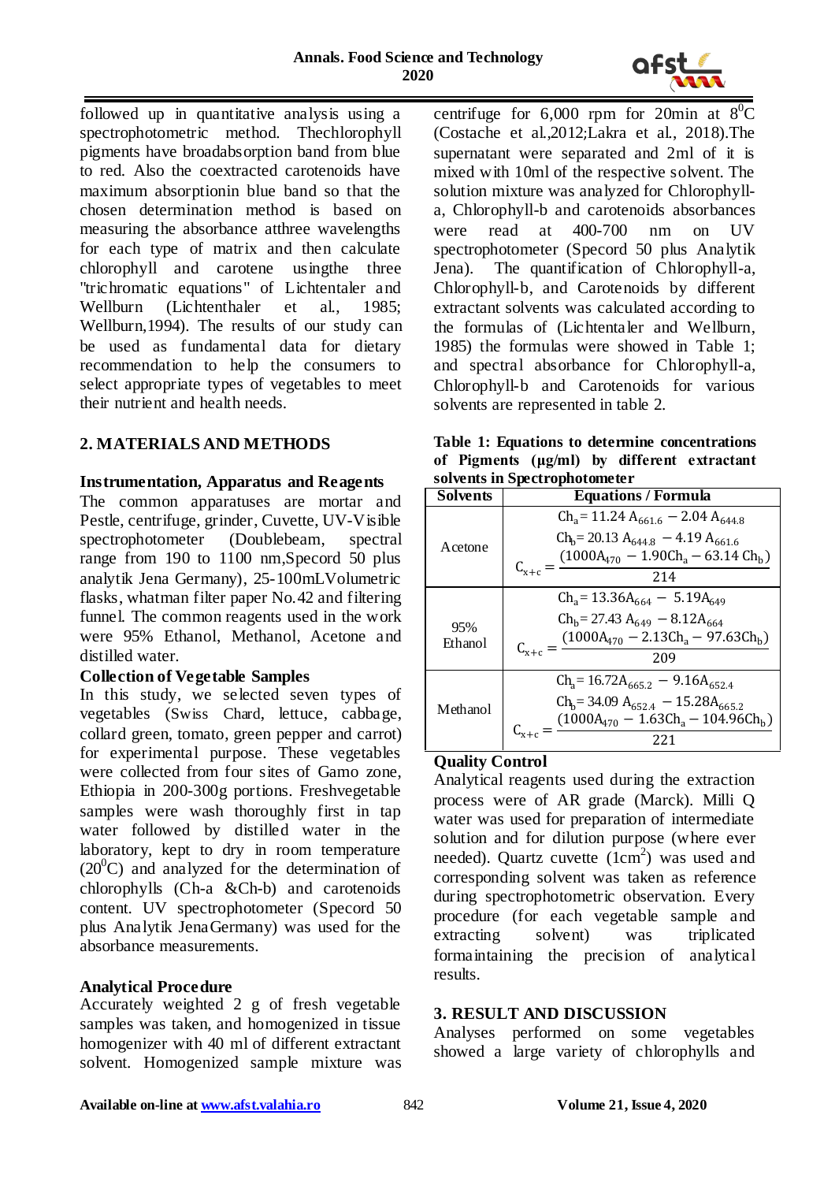followed up in quantitative analysis using a spectrophotometric method. Thechlorophyll pigments have broadabsorption band from blue to red. Also the coextracted carotenoids have maximum absorptionin blue band so that the chosen determination method is based on measuring the absorbance atthree wavelengths for each type of matrix and then calculate chlorophyll and carotene usingthe three "trichromatic equations" of Lichtentaler and Wellburn (Lichtenthaler et al., 1985; Wellburn,1994). The results of our study can be used as fundamental data for dietary recommendation to help the consumers to select appropriate types of vegetables to meet their nutrient and health needs.

## 2. MATERIALS AND METHODS

### Instrumentation, Apparatus and Reagents

The common apparatuses are mortar and Pestle, centrifuge, grinder, Cuvette, UV-Visible spectrophotometer (Doublebeam, spectral range from 190 to 1100 nm,Specord 50 plus analytik Jena Germany), 25-100mLVolumetric flasks, whatman filter paper No.42 and filtering funnel. The common reagents used in the work were 95% Ethanol, Methanol, Acetone and distilled water.

### Collection of Vegetable Samples

In this study, we selected seven types of vegetables (Swiss Chard, lettuce, cabbage, collard green, tomato, green pepper and carrot) for experimental purpose. These vegetables were collected from four sites of Gamo zone, Ethiopia in 200-300g portions. Freshvegetable samples were wash thoroughly first in tap water followed by distilled water in the laboratory, kept to dry in room temperature ($20^0$C) and analyzed for the determination of chlorophylls (Ch-a &Ch-b) and carotenoids content. UV spectrophotometer (Specord 50 plus Analytik JenaGermany) was used for the absorbance measurements.

### Analytical Procedure

Accurately weighted 2 g of fresh vegetable samples was taken, and homogenized in tissue homogenizer with 40 ml of different extractant solvent. Homogenized sample mixture was centrifuge for 6,000 rpm for 20min at $8^0$C (Costache et al.,2012;Lakra et al., 2018).The supernatant were separated and 2ml of it is mixed with 10ml of the respective solvent. The solution mixture was analyzed for Chlorophyll-a, Chlorophyll-b and carotenoids absorbances were read at 400-700 nm on UV spectrophotometer (Specord 50 plus Analytik Jena). The quantification of Chlorophyll-a, Chlorophyll-b, and Carotenoids by different extractant solvents was calculated according to the formulas of (Lichtentaler and Wellburn, 1985) the formulas were showed in Table 1; and spectral absorbance for Chlorophyll-a, Chlorophyll-b and Carotenoids for various solvents are represented in table 2.

**Table 1: Equations to determine concentrations of Pigments (μg/ml) by different extractant solvents in Spectrophotometer**

| Solvents | Equations / Formula |
|---|---|
| Acetone | $Ch_a = 11.24\ A_{661.6} - 2.04\ A_{644.8}$ <br> $Ch_b = 20.13\ A_{644.8} - 4.19\ A_{661.6}$ <br> $C_{x+c} = \dfrac{(1000A_{470} - 1.90Ch_a - 63.14\ Ch_b)}{214}$ |
| 95% Ethanol | $Ch_a = 13.36A_{664} - 5.19A_{649}$ <br> $Ch_b = 27.43\ A_{649} - 8.12A_{664}$ <br> $C_{x+c} = \dfrac{(1000A_{470} - 2.13Ch_a - 97.63Ch_b)}{209}$ |
| Methanol | $Ch_a = 16.72A_{665.2} - 9.16A_{652.4}$ <br> $Ch_b = 34.09\ A_{652.4} - 15.28A_{665.2}$ <br> $C_{x+c} = \dfrac{(1000A_{470} - 1.63Ch_a - 104.96Ch_b)}{221}$ |

### Quality Control

Analytical reagents used during the extraction process were of AR grade (Marck). Milli Q water was used for preparation of intermediate solution and for dilution purpose (where ever needed). Quartz cuvette ($1cm^2$) was used and corresponding solvent was taken as reference during spectrophotometric observation. Every procedure (for each vegetable sample and extracting solvent) was triplicated formaintaining the precision of analytical results.

## 3. RESULT AND DISCUSSION

Analyses performed on some vegetables showed a large variety of chlorophylls and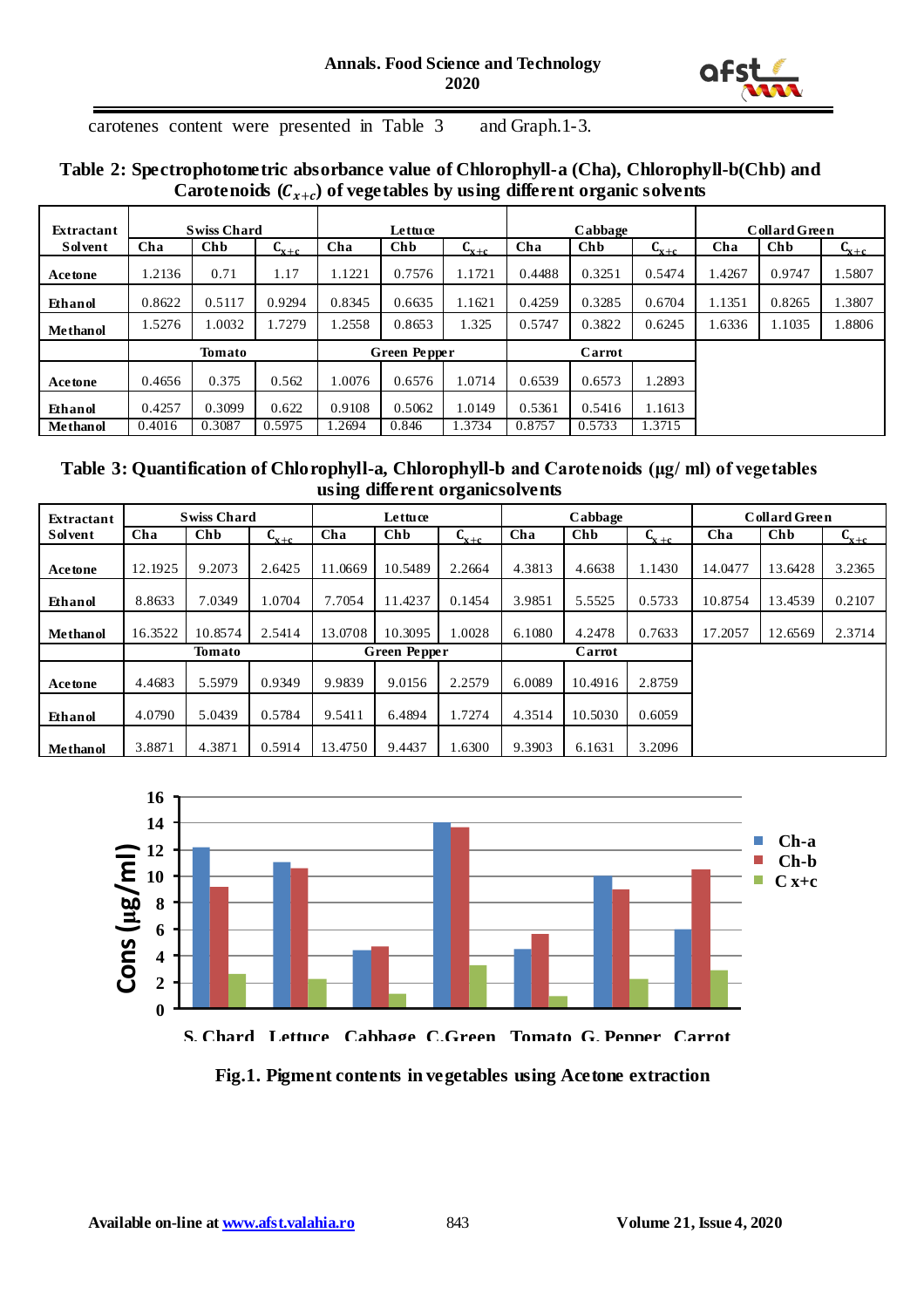carotenes content were presented in Table 3 and Graph.1-3.

**Table 2: Spectrophotometric absorbance value of Chlorophyll-a (Cha), Chlorophyll-b(Chb) and Carotenoids ($C_{x+c}$) of vegetables by using different organic solvents**

| Extractant Solvent | Swiss Chard | | | Lettuce | | | Cabbage | | | Collard Green | | |
|---|---|---|---|---|---|---|---|---|---|---|---|---|
| | Cha | Chb | $C_{x+c}$ | Cha | Chb | $C_{x+c}$ | Cha | Chb | $C_{x+c}$ | Cha | Chb | $C_{x+c}$ |
| Acetone | 1.2136 | 0.71 | 1.17 | 1.1221 | 0.7576 | 1.1721 | 0.4488 | 0.3251 | 0.5474 | 1.4267 | 0.9747 | 1.5807 |
| Ethanol | 0.8622 | 0.5117 | 0.9294 | 0.8345 | 0.6635 | 1.1621 | 0.4259 | 0.3285 | 0.6704 | 1.1351 | 0.8265 | 1.3807 |
| Methanol | 1.5276 | 1.0032 | 1.7279 | 1.2558 | 0.8653 | 1.325 | 0.5747 | 0.3822 | 0.6245 | 1.6336 | 1.1035 | 1.8806 |
| | Tomato | | | Green Pepper | | | Carrot | | | | | |
| Acetone | 0.4656 | 0.375 | 0.562 | 1.0076 | 0.6576 | 1.0714 | 0.6539 | 0.6573 | 1.2893 | | | |
| Ethanol | 0.4257 | 0.3099 | 0.622 | 0.9108 | 0.5062 | 1.0149 | 0.5361 | 0.5416 | 1.1613 | | | |
| Methanol | 0.4016 | 0.3087 | 0.5975 | 1.2694 | 0.846 | 1.3734 | 0.8757 | 0.5733 | 1.3715 | | | |

**Table 3: Quantification of Chlorophyll-a, Chlorophyll-b and Carotenoids (µg/ ml) of vegetables using different organicsolvents**

| Extractant Solvent | Swiss Chard | | | Lettuce | | | Cabbage | | | Collard Green | | |
|---|---|---|---|---|---|---|---|---|---|---|---|---|
| | Cha | Chb | $C_{x+c}$ | Cha | Chb | $C_{x+c}$ | Cha | Chb | $C_{x+c}$ | Cha | Chb | $C_{x+c}$ |
| Acetone | 12.1925 | 9.2073 | 2.6425 | 11.0669 | 10.5489 | 2.2664 | 4.3813 | 4.6638 | 1.1430 | 14.0477 | 13.6428 | 3.2365 |
| Ethanol | 8.8633 | 7.0349 | 1.0704 | 7.7054 | 11.4237 | 0.1454 | 3.9851 | 5.5525 | 0.5733 | 10.8754 | 13.4539 | 0.2107 |
| Methanol | 16.3522 | 10.8574 | 2.5414 | 13.0708 | 10.3095 | 1.0028 | 6.1080 | 4.2478 | 0.7633 | 17.2057 | 12.6569 | 2.3714 |
| | Tomato | | | Green Pepper | | | Carrot | | | | | |
| Acetone | 4.4683 | 5.5979 | 0.9349 | 9.9839 | 9.0156 | 2.2579 | 6.0089 | 10.4916 | 2.8759 | | | |
| Ethanol | 4.0790 | 5.0439 | 0.5784 | 9.5411 | 6.4894 | 1.7274 | 4.3514 | 10.5030 | 0.6059 | | | |
| Methanol | 3.8871 | 4.3871 | 0.5914 | 13.4750 | 9.4437 | 1.6300 | 9.3903 | 6.1631 | 3.2096 | | | |

**Fig.1. Pigment contents in vegetables using Acetone extraction**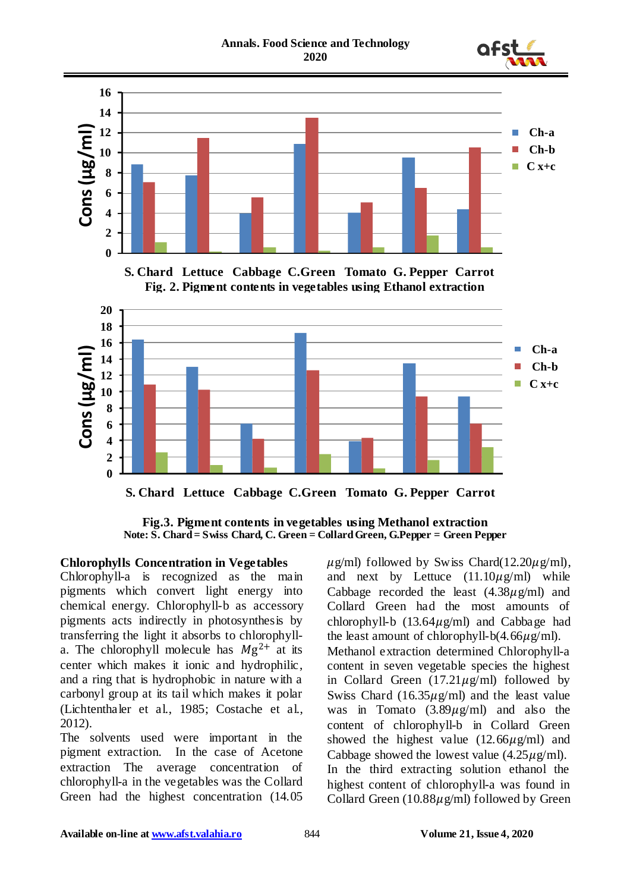Fig. 2. Pigment contents in vegetables using Ethanol extraction

Fig.3. Pigment contents in vegetables using Methanol extraction
Note: S. Chard = Swiss Chard, C. Green = Collard Green, G.Pepper = Green Pepper

### Chlorophylls Concentration in Vegetables

Chlorophyll-a is recognized as the main pigments which convert light energy into chemical energy. Chlorophyll-b as accessory pigments acts indirectly in photosynthesis by transferring the light it absorbs to chlorophyll-a. The chlorophyll molecule has $Mg^{2+}$ at its center which makes it ionic and hydrophilic, and a ring that is hydrophobic in nature with a carbonyl group at its tail which makes it polar (Lichtenthaler et al., 1985; Costache et al., 2012).

The solvents used were important in the pigment extraction. In the case of Acetone extraction The average concentration of chlorophyll-a in the vegetables was the Collard Green had the highest concentration (14.05 $\mu$g/ml) followed by Swiss Chard(12.20$\mu$g/ml), and next by Lettuce (11.10$\mu$g/ml) while Cabbage recorded the least (4.38$\mu$g/ml) and Collard Green had the most amounts of chlorophyll-b (13.64$\mu$g/ml) and Cabbage had the least amount of chlorophyll-b(4.66$\mu$g/ml).

Methanol extraction determined Chlorophyll-a content in seven vegetable species the highest in Collard Green (17.21$\mu$g/ml) followed by Swiss Chard (16.35$\mu$g/ml) and the least value was in Tomato (3.89$\mu$g/ml) and also the content of chlorophyll-b in Collard Green showed the highest value (12.66$\mu$g/ml) and Cabbage showed the lowest value (4.25$\mu$g/ml).

In the third extracting solution ethanol the highest content of chlorophyll-a was found in Collard Green (10.88$\mu$g/ml) followed by Green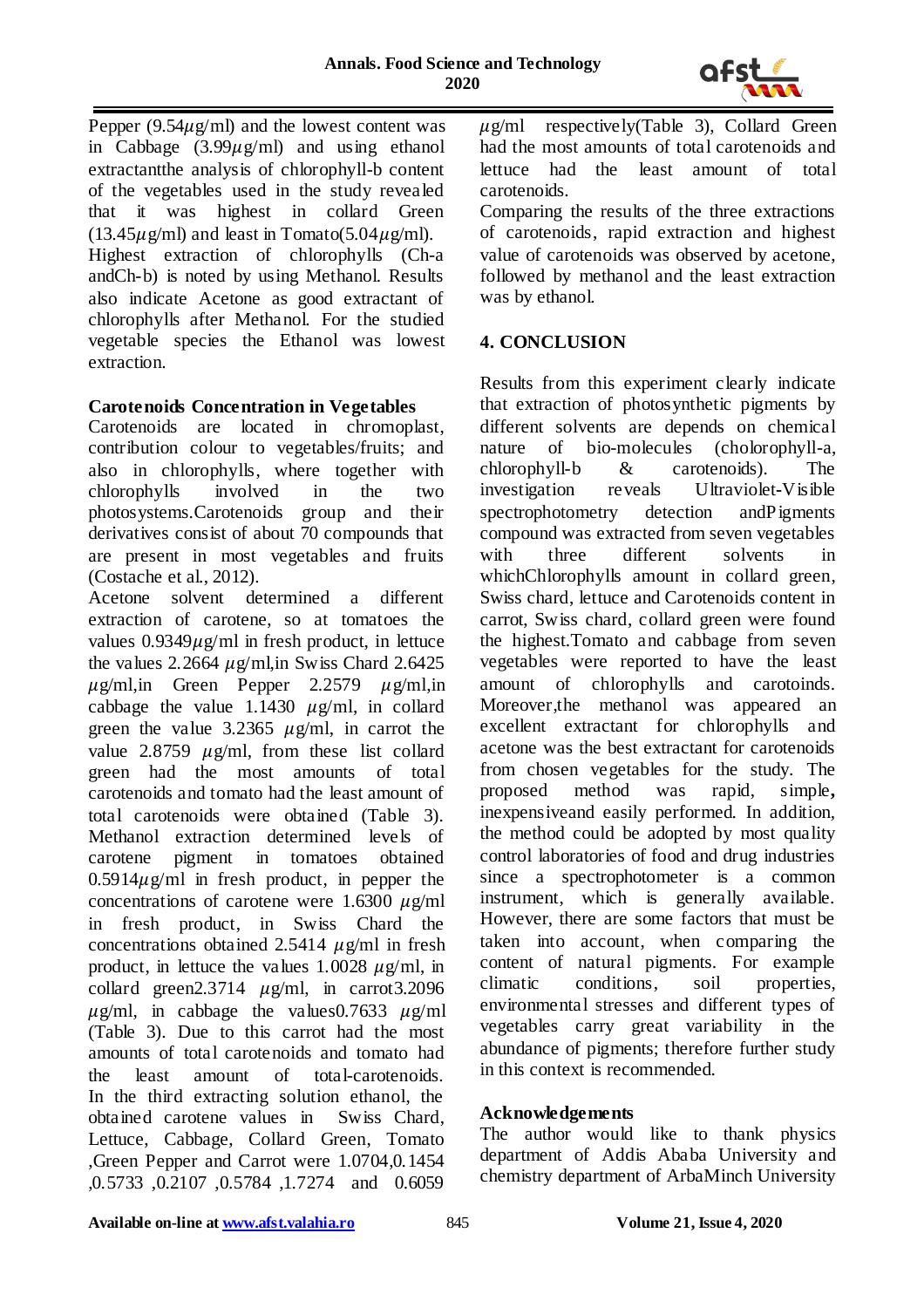Pepper (9.54$\mu$g/ml) and the lowest content was in Cabbage (3.99$\mu$g/ml) and using ethanol extractantthe analysis of chlorophyll-b content of the vegetables used in the study revealed that it was highest in collard Green (13.45$\mu$g/ml) and least in Tomato(5.04$\mu$g/ml).

Highest extraction of chlorophylls (Ch-a andCh-b) is noted by using Methanol. Results also indicate Acetone as good extractant of chlorophylls after Methanol. For the studied vegetable species the Ethanol was lowest extraction.

**Carotenoids Concentration in Vegetables**

Carotenoids are located in chromoplast, contribution colour to vegetables/fruits; and also in chlorophylls, where together with chlorophylls involved in the two photosystems.Carotenoids group and their derivatives consist of about 70 compounds that are present in most vegetables and fruits (Costache et al., 2012).

Acetone solvent determined a different extraction of carotene, so at tomatoes the values 0.9349$\mu$g/ml in fresh product, in lettuce the values 2.2664 $\mu$g/ml,in Swiss Chard 2.6425 $\mu$g/ml,in Green Pepper 2.2579 $\mu$g/ml,in cabbage the value 1.1430 $\mu$g/ml, in collard green the value 3.2365 $\mu$g/ml, in carrot the value 2.8759 $\mu$g/ml, from these list collard green had the most amounts of total carotenoids and tomato had the least amount of total carotenoids were obtained (Table 3). Methanol extraction determined levels of carotene pigment in tomatoes obtained 0.5914$\mu$g/ml in fresh product, in pepper the concentrations of carotene were 1.6300 $\mu$g/ml in fresh product, in Swiss Chard the concentrations obtained 2.5414 $\mu$g/ml in fresh product, in lettuce the values 1.0028 $\mu$g/ml, in collard green2.3714 $\mu$g/ml, in carrot3.2096 $\mu$g/ml, in cabbage the values0.7633 $\mu$g/ml (Table 3). Due to this carrot had the most amounts of total carotenoids and tomato had the least amount of total-carotenoids.

In the third extracting solution ethanol, the obtained carotene values in Swiss Chard, Lettuce, Cabbage, Collard Green, Tomato ,Green Pepper and Carrot were 1.0704,0.1454 ,0.5733 ,0.2107 ,0.5784 ,1.7274 and 0.6059 $\mu$g/ml respectively(Table 3), Collard Green had the most amounts of total carotenoids and lettuce had the least amount of total carotenoids.

Comparing the results of the three extractions of carotenoids, rapid extraction and highest value of carotenoids was observed by acetone, followed by methanol and the least extraction was by ethanol.

## 4. CONCLUSION

Results from this experiment clearly indicate that extraction of photosynthetic pigments by different solvents are depends on chemical nature of bio-molecules (cholorophyll-a, chlorophyll-b & carotenoids). The investigation reveals Ultraviolet-Visible spectrophotometry detection andPigments compound was extracted from seven vegetables with three different solvents in whichChlorophylls amount in collard green, Swiss chard, lettuce and Carotenoids content in carrot, Swiss chard, collard green were found the highest.Tomato and cabbage from seven vegetables were reported to have the least amount of chlorophylls and carotoinds. Moreover,the methanol was appeared an excellent extractant for chlorophylls and acetone was the best extractant for carotenoids from chosen vegetables for the study. The proposed method was rapid, simple**,** inexpensiveand easily performed. In addition, the method could be adopted by most quality control laboratories of food and drug industries since a spectrophotometer is a common instrument, which is generally available. However, there are some factors that must be taken into account, when comparing the content of natural pigments. For example climatic conditions, soil properties, environmental stresses and different types of vegetables carry great variability in the abundance of pigments; therefore further study in this context is recommended.

**Acknowledgements**

The author would like to thank physics department of Addis Ababa University and chemistry department of ArbaMinch University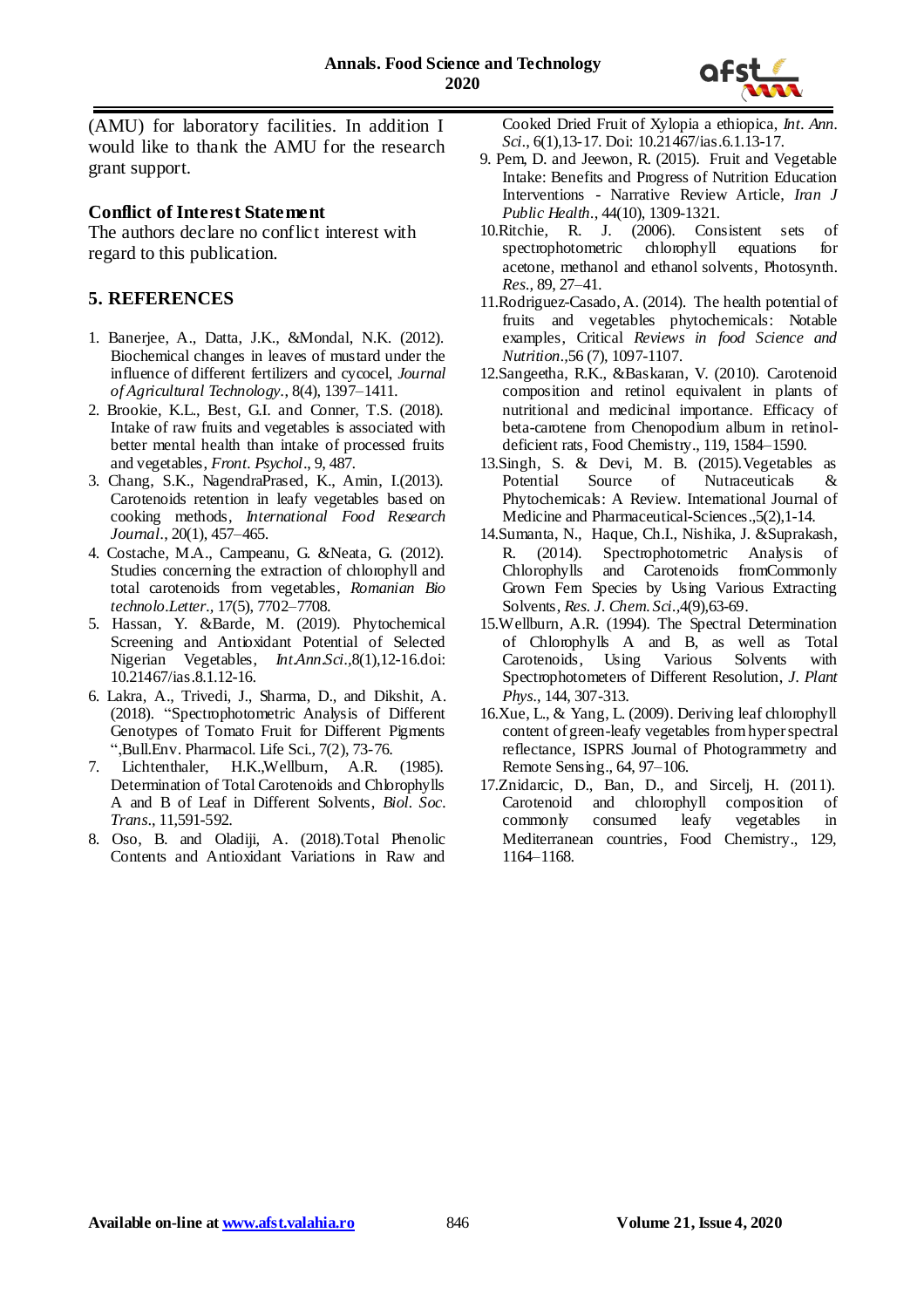(AMU) for laboratory facilities. In addition I would like to thank the AMU for the research grant support.

**Conflict of Interest Statement**

The authors declare no conflict interest with regard to this publication.

## 5. REFERENCES

1. Banerjee, A., Datta, J.K., &Mondal, N.K. (2012). Biochemical changes in leaves of mustard under the influence of different fertilizers and cycocel, *Journal of Agricultural Technology*., 8(4), 1397–1411.
2. Brookie, K.L., Best, G.I. and Conner, T.S. (2018). Intake of raw fruits and vegetables is associated with better mental health than intake of processed fruits and vegetables, *Front. Psychol*., 9, 487.
3. Chang, S.K., NagendraPrased, K., Amin, I.(2013). Carotenoids retention in leafy vegetables based on cooking methods, *International Food Research Journal*., 20(1), 457–465.
4. Costache, M.A., Campeanu, G. &Neata, G. (2012). Studies concerning the extraction of chlorophyll and total carotenoids from vegetables, *Romanian Bio technolo.Letter*., 17(5), 7702–7708.
5. Hassan, Y. &Barde, M. (2019). Phytochemical Screening and Antioxidant Potential of Selected Nigerian Vegetables, *Int.Ann.Sci*.,8(1),12-16.doi: 10.21467/ias.8.1.12-16.
6. Lakra, A., Trivedi, J., Sharma, D., and Dikshit, A. (2018). "Spectrophotometric Analysis of Different Genotypes of Tomato Fruit for Different Pigments ",Bull.Env. Pharmacol. Life Sci., 7(2), 73-76.
7. Lichtenthaler, H.K.,Wellburn, A.R. (1985). Determination of Total Carotenoids and Chlorophylls A and B of Leaf in Different Solvents, *Biol. Soc. Trans*., 11,591-592.
8. Oso, B. and Oladiji, A. (2018).Total Phenolic Contents and Antioxidant Variations in Raw and Cooked Dried Fruit of Xylopia a ethiopica, *Int. Ann. Sci*., 6(1),13-17. Doi: 10.21467/ias.6.1.13-17.
9. Pem, D. and Jeewon, R. (2015). Fruit and Vegetable Intake: Benefits and Progress of Nutrition Education Interventions - Narrative Review Article, *Iran J Public Health*., 44(10), 1309-1321.
10. Ritchie, R. J. (2006). Consistent sets of spectrophotometric chlorophyll equations for acetone, methanol and ethanol solvents, Photosynth. *Res*., 89, 27–41.
11. Rodriguez-Casado, A. (2014). The health potential of fruits and vegetables phytochemicals: Notable examples, Critical *Reviews in food Science and Nutrition*.,56 (7), 1097-1107.
12. Sangeetha, R.K., &Baskaran, V. (2010). Carotenoid composition and retinol equivalent in plants of nutritional and medicinal importance. Efficacy of beta-carotene from Chenopodium album in retinol-deficient rats, Food Chemistry., 119, 1584–1590.
13. Singh, S. & Devi, M. B. (2015).Vegetables as Potential Source of Nutraceuticals & Phytochemicals: A Review. International Journal of Medicine and Pharmaceutical-Sciences.,5(2),1-14.
14. Sumanta, N., Haque, Ch.I., Nishika, J. &Suprakash, R. (2014). Spectrophotometric Analysis of Chlorophylls and Carotenoids fromCommonly Grown Fern Species by Using Various Extracting Solvents, *Res. J. Chem. Sci*.,4(9),63-69.
15. Wellburn, A.R. (1994). The Spectral Determination of Chlorophylls A and B, as well as Total Carotenoids, Using Various Solvents with Spectrophotometers of Different Resolution, *J. Plant Phys*., 144, 307-313.
16. Xue, L., & Yang, L. (2009). Deriving leaf chlorophyll content of green-leafy vegetables from hyperspectral reflectance, ISPRS Journal of Photogrammetry and Remote Sensing., 64, 97–106.
17. Znidarcic, D., Ban, D., and Sircelj, H. (2011). Carotenoid and chlorophyll composition of commonly consumed leafy vegetables in Mediterranean countries, Food Chemistry., 129, 1164–1168.